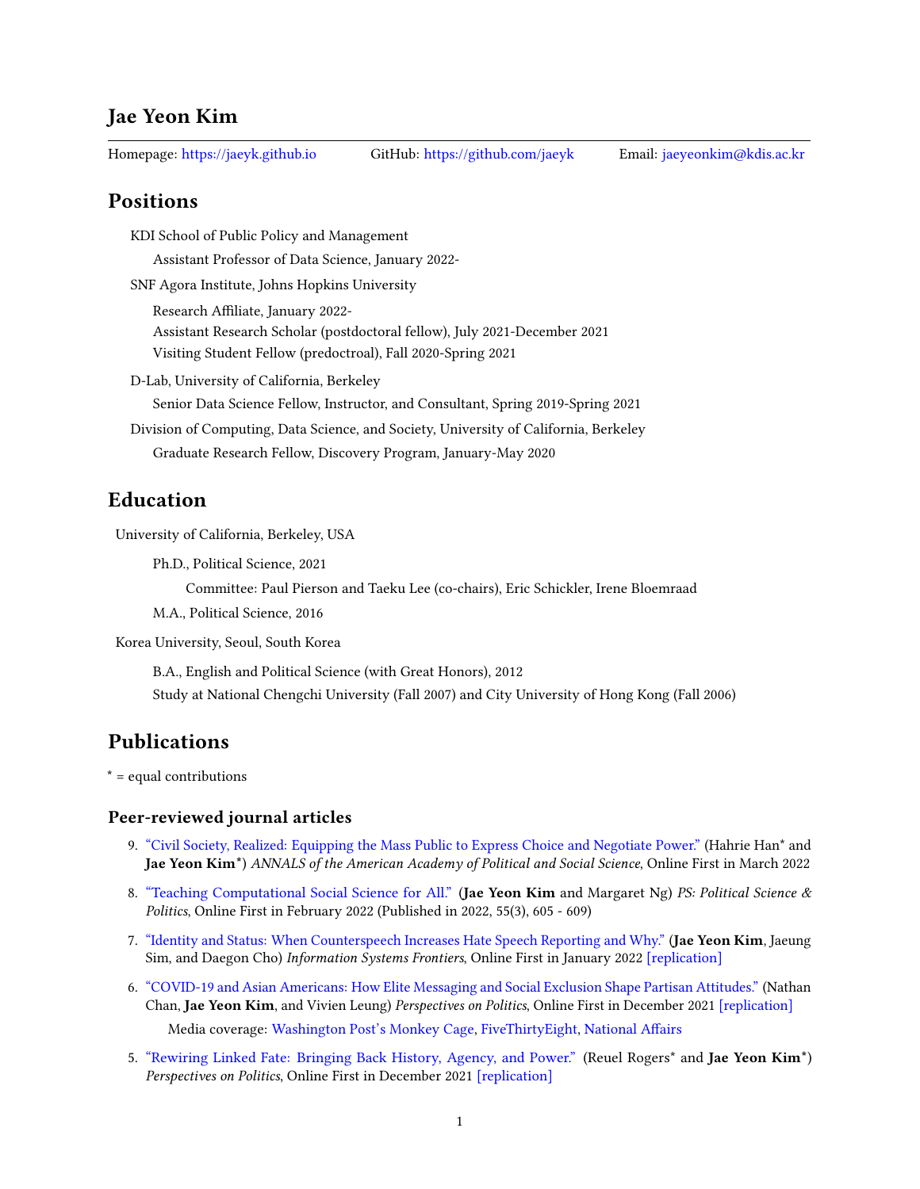# Jae Yeon Kim

Homepage: https://jaeyk.github.io GitHub: https://github.com/jaeyk Email: jaeyeonkim@kdis.ac.kr

## Positions

KDI School of Public Policy and Management

Assistant Professor of Data Science, January 2022-

SNF Agora Institute, Johns Hopkins University

Research Affiliate, January 2022-
Assistant Research Scholar (postdoctoral fellow), July 2021-December 2021
Visiting Student Fellow (predoctroal), Fall 2020-Spring 2021

D-Lab, University of California, Berkeley

Senior Data Science Fellow, Instructor, and Consultant, Spring 2019-Spring 2021

Division of Computing, Data Science, and Society, University of California, Berkeley

Graduate Research Fellow, Discovery Program, January-May 2020

## Education

University of California, Berkeley, USA

Ph.D., Political Science, 2021

Committee: Paul Pierson and Taeku Lee (co-chairs), Eric Schickler, Irene Bloemraad

M.A., Political Science, 2016

Korea University, Seoul, South Korea

B.A., English and Political Science (with Great Honors), 2012
Study at National Chengchi University (Fall 2007) and City University of Hong Kong (Fall 2006)

## Publications

* = equal contributions

### Peer-reviewed journal articles

9. "Civil Society, Realized: Equipping the Mass Public to Express Choice and Negotiate Power." (Hahrie Han* and **Jae Yeon Kim***) *ANNALS of the American Academy of Political and Social Science*, Online First in March 2022
8. "Teaching Computational Social Science for All." (**Jae Yeon Kim** and Margaret Ng) *PS: Political Science & Politics*, Online First in February 2022 (Published in 2022, 55(3), 605 - 609)
7. "Identity and Status: When Counterspeech Increases Hate Speech Reporting and Why." (**Jae Yeon Kim**, Jaeung Sim, and Daegon Cho) *Information Systems Frontiers*, Online First in January 2022 [replication]
6. "COVID-19 and Asian Americans: How Elite Messaging and Social Exclusion Shape Partisan Attitudes." (Nathan Chan, **Jae Yeon Kim**, and Vivien Leung) *Perspectives on Politics*, Online First in December 2021 [replication]

   Media coverage: Washington Post's Monkey Cage, FiveThirtyEight, National Affairs
5. "Rewiring Linked Fate: Bringing Back History, Agency, and Power." (Reuel Rogers* and **Jae Yeon Kim***) *Perspectives on Politics*, Online First in December 2021 [replication]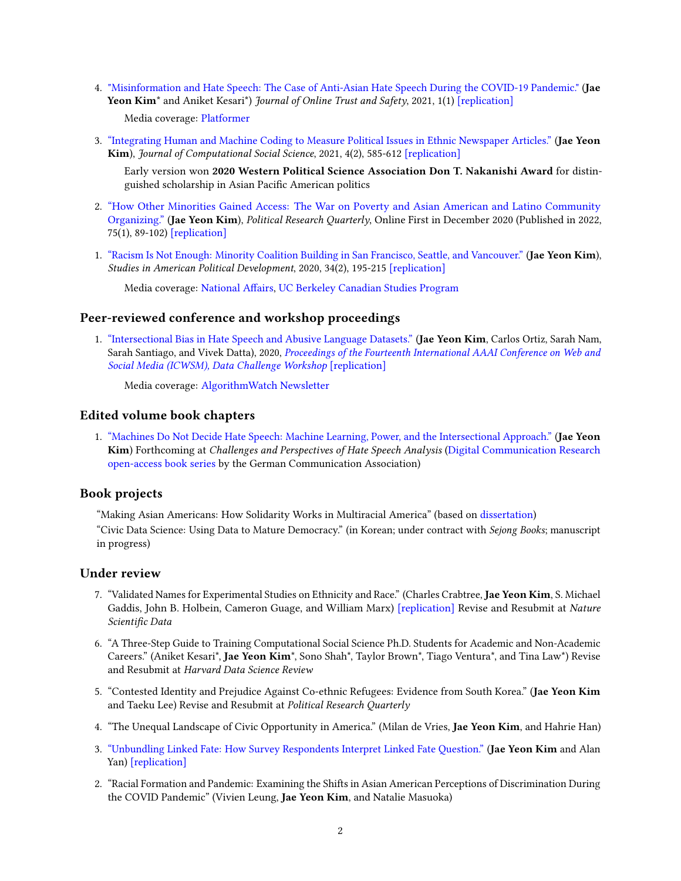4. "Misinformation and Hate Speech: The Case of Anti-Asian Hate Speech During the COVID-19 Pandemic." (**Jae Yeon Kim*** and Aniket Kesari*) *Journal of Online Trust and Safety*, 2021, 1(1) [replication]

   Media coverage: Platformer

3. "Integrating Human and Machine Coding to Measure Political Issues in Ethnic Newspaper Articles." (**Jae Yeon Kim**), *Journal of Computational Social Science*, 2021, 4(2), 585-612 [replication]

   Early version won **2020 Western Political Science Association Don T. Nakanishi Award** for distinguished scholarship in Asian Pacific American politics

2. "How Other Minorities Gained Access: The War on Poverty and Asian American and Latino Community Organizing." (**Jae Yeon Kim**), *Political Research Quarterly*, Online First in December 2020 (Published in 2022, 75(1), 89-102) [replication]

1. "Racism Is Not Enough: Minority Coalition Building in San Francisco, Seattle, and Vancouver." (**Jae Yeon Kim**), *Studies in American Political Development*, 2020, 34(2), 195-215 [replication]

   Media coverage: National Affairs, UC Berkeley Canadian Studies Program

## Peer-reviewed conference and workshop proceedings

1. "Intersectional Bias in Hate Speech and Abusive Language Datasets." (**Jae Yeon Kim**, Carlos Ortiz, Sarah Nam, Sarah Santiago, and Vivek Datta), 2020, *Proceedings of the Fourteenth International AAAI Conference on Web and Social Media (ICWSM), Data Challenge Workshop* [replication]

   Media coverage: AlgorithmWatch Newsletter

## Edited volume book chapters

1. "Machines Do Not Decide Hate Speech: Machine Learning, Power, and the Intersectional Approach." (**Jae Yeon Kim**) Forthcoming at *Challenges and Perspectives of Hate Speech Analysis* (Digital Communication Research open-access book series by the German Communication Association)

## Book projects

"Making Asian Americans: How Solidarity Works in Multiracial America" (based on dissertation)

"Civic Data Science: Using Data to Mature Democracy." (in Korean; under contract with *Sejong Books*; manuscript in progress)

## Under review

7. "Validated Names for Experimental Studies on Ethnicity and Race." (Charles Crabtree, **Jae Yeon Kim**, S. Michael Gaddis, John B. Holbein, Cameron Guage, and William Marx) [replication] Revise and Resubmit at *Nature Scientific Data*

6. "A Three-Step Guide to Training Computational Social Science Ph.D. Students for Academic and Non-Academic Careers." (Aniket Kesari*, **Jae Yeon Kim***, Sono Shah*, Taylor Brown*, Tiago Ventura*, and Tina Law*) Revise and Resubmit at *Harvard Data Science Review*

5. "Contested Identity and Prejudice Against Co-ethnic Refugees: Evidence from South Korea." (**Jae Yeon Kim** and Taeku Lee) Revise and Resubmit at *Political Research Quarterly*

4. "The Unequal Landscape of Civic Opportunity in America." (Milan de Vries, **Jae Yeon Kim**, and Hahrie Han)

3. "Unbundling Linked Fate: How Survey Respondents Interpret Linked Fate Question." (**Jae Yeon Kim** and Alan Yan) [replication]

2. "Racial Formation and Pandemic: Examining the Shifts in Asian American Perceptions of Discrimination During the COVID Pandemic" (Vivien Leung, **Jae Yeon Kim**, and Natalie Masuoka)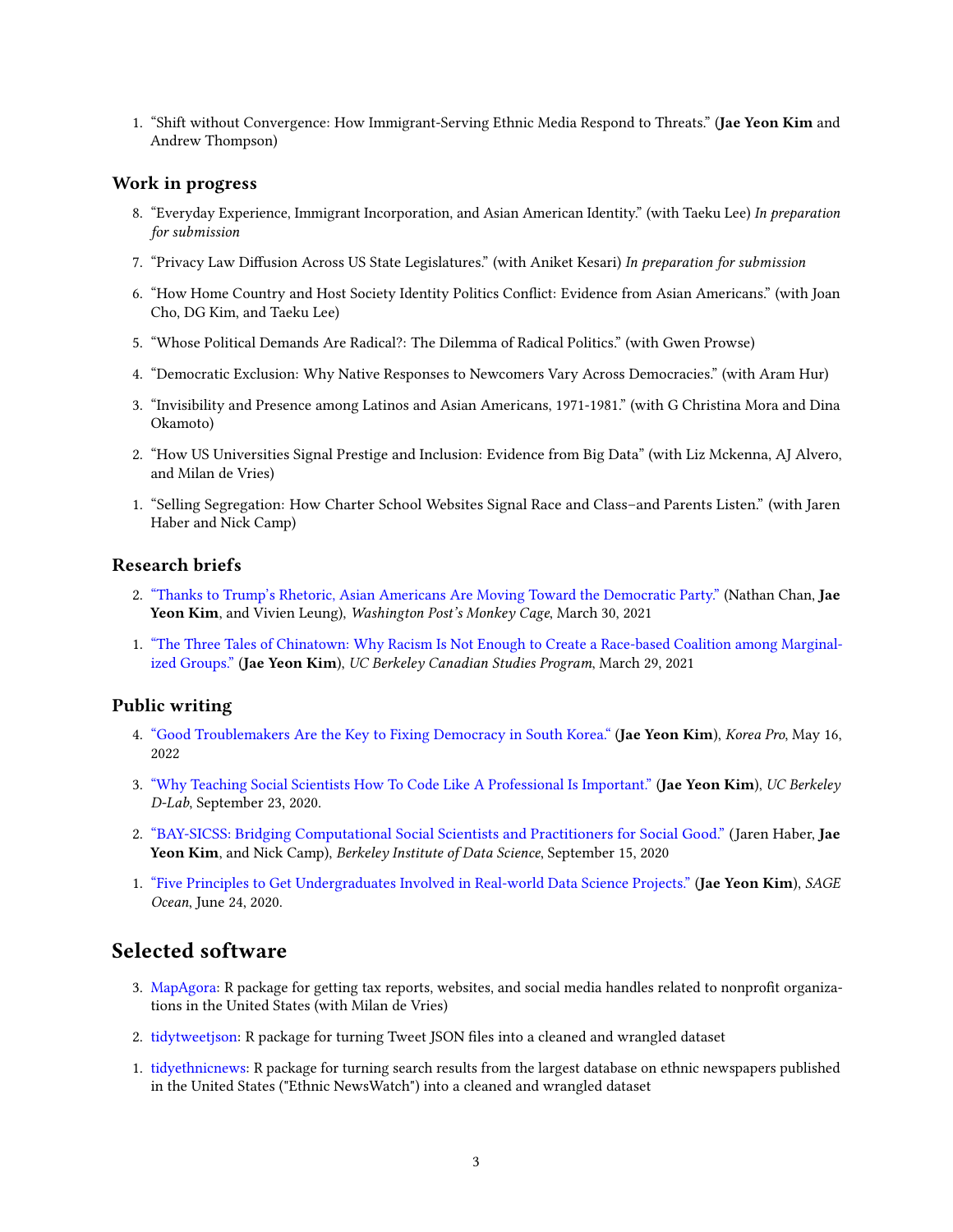1. "Shift without Convergence: How Immigrant-Serving Ethnic Media Respond to Threats." (**Jae Yeon Kim** and Andrew Thompson)

### Work in progress

8. "Everyday Experience, Immigrant Incorporation, and Asian American Identity." (with Taeku Lee) *In preparation for submission*
7. "Privacy Law Diffusion Across US State Legislatures." (with Aniket Kesari) *In preparation for submission*
6. "How Home Country and Host Society Identity Politics Conflict: Evidence from Asian Americans." (with Joan Cho, DG Kim, and Taeku Lee)
5. "Whose Political Demands Are Radical?: The Dilemma of Radical Politics." (with Gwen Prowse)
4. "Democratic Exclusion: Why Native Responses to Newcomers Vary Across Democracies." (with Aram Hur)
3. "Invisibility and Presence among Latinos and Asian Americans, 1971-1981." (with G Christina Mora and Dina Okamoto)
2. "How US Universities Signal Prestige and Inclusion: Evidence from Big Data" (with Liz Mckenna, AJ Alvero, and Milan de Vries)
1. "Selling Segregation: How Charter School Websites Signal Race and Class–and Parents Listen." (with Jaren Haber and Nick Camp)

### Research briefs

2. "Thanks to Trump's Rhetoric, Asian Americans Are Moving Toward the Democratic Party." (Nathan Chan, **Jae Yeon Kim**, and Vivien Leung), *Washington Post's Monkey Cage*, March 30, 2021
1. "The Three Tales of Chinatown: Why Racism Is Not Enough to Create a Race-based Coalition among Marginalized Groups." (**Jae Yeon Kim**), *UC Berkeley Canadian Studies Program*, March 29, 2021

### Public writing

4. "Good Troublemakers Are the Key to Fixing Democracy in South Korea." (**Jae Yeon Kim**), *Korea Pro*, May 16, 2022
3. "Why Teaching Social Scientists How To Code Like A Professional Is Important." (**Jae Yeon Kim**), *UC Berkeley D-Lab*, September 23, 2020.
2. "BAY-SICSS: Bridging Computational Social Scientists and Practitioners for Social Good." (Jaren Haber, **Jae Yeon Kim**, and Nick Camp), *Berkeley Institute of Data Science*, September 15, 2020
1. "Five Principles to Get Undergraduates Involved in Real-world Data Science Projects." (**Jae Yeon Kim**), *SAGE Ocean*, June 24, 2020.

## Selected software

3. MapAgora: R package for getting tax reports, websites, and social media handles related to nonprofit organizations in the United States (with Milan de Vries)
2. tidytweetjson: R package for turning Tweet JSON files into a cleaned and wrangled dataset
1. tidyethnicnews: R package for turning search results from the largest database on ethnic newspapers published in the United States ("Ethnic NewsWatch") into a cleaned and wrangled dataset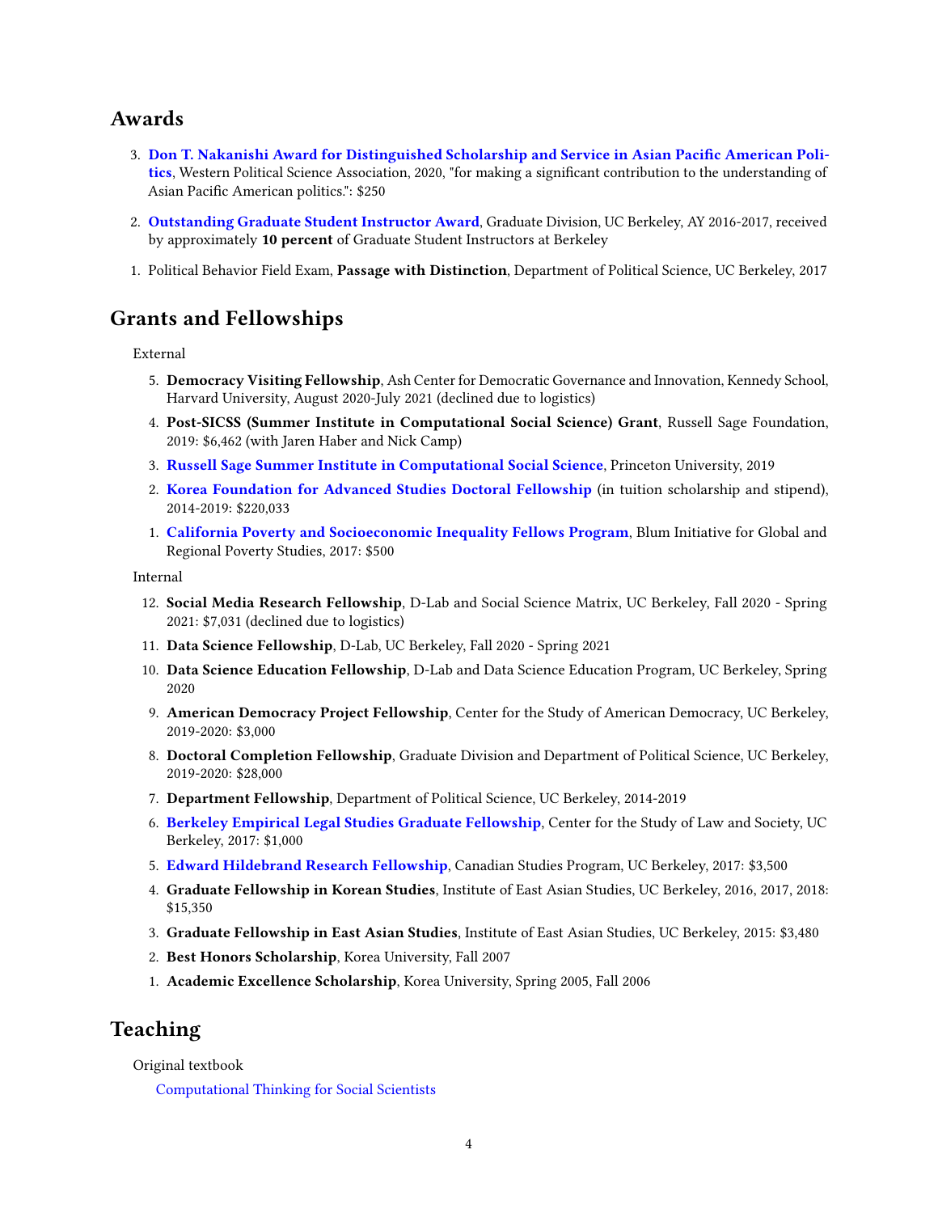## Awards

3. **Don T. Nakanishi Award for Distinguished Scholarship and Service in Asian Pacific American Politics**, Western Political Science Association, 2020, "for making a significant contribution to the understanding of Asian Pacific American politics.": $250

2. **Outstanding Graduate Student Instructor Award**, Graduate Division, UC Berkeley, AY 2016-2017, received by approximately **10 percent** of Graduate Student Instructors at Berkeley

1. Political Behavior Field Exam, **Passage with Distinction**, Department of Political Science, UC Berkeley, 2017

## Grants and Fellowships

External

5. **Democracy Visiting Fellowship**, Ash Center for Democratic Governance and Innovation, Kennedy School, Harvard University, August 2020-July 2021 (declined due to logistics)
4. **Post-SICSS (Summer Institute in Computational Social Science) Grant**, Russell Sage Foundation, 2019: $6,462 (with Jaren Haber and Nick Camp)
3. **Russell Sage Summer Institute in Computational Social Science**, Princeton University, 2019
2. **Korea Foundation for Advanced Studies Doctoral Fellowship** (in tuition scholarship and stipend), 2014-2019: $220,033
1. **California Poverty and Socioeconomic Inequality Fellows Program**, Blum Initiative for Global and Regional Poverty Studies, 2017: $500

Internal

12. **Social Media Research Fellowship**, D-Lab and Social Science Matrix, UC Berkeley, Fall 2020 - Spring 2021: $7,031 (declined due to logistics)
11. **Data Science Fellowship**, D-Lab, UC Berkeley, Fall 2020 - Spring 2021
10. **Data Science Education Fellowship**, D-Lab and Data Science Education Program, UC Berkeley, Spring 2020
9. **American Democracy Project Fellowship**, Center for the Study of American Democracy, UC Berkeley, 2019-2020: $3,000
8. **Doctoral Completion Fellowship**, Graduate Division and Department of Political Science, UC Berkeley, 2019-2020: $28,000
7. **Department Fellowship**, Department of Political Science, UC Berkeley, 2014-2019
6. **Berkeley Empirical Legal Studies Graduate Fellowship**, Center for the Study of Law and Society, UC Berkeley, 2017: $1,000
5. **Edward Hildebrand Research Fellowship**, Canadian Studies Program, UC Berkeley, 2017: $3,500
4. **Graduate Fellowship in Korean Studies**, Institute of East Asian Studies, UC Berkeley, 2016, 2017, 2018: $15,350
3. **Graduate Fellowship in East Asian Studies**, Institute of East Asian Studies, UC Berkeley, 2015: $3,480
2. **Best Honors Scholarship**, Korea University, Fall 2007
1. **Academic Excellence Scholarship**, Korea University, Spring 2005, Fall 2006

## Teaching

Original textbook

Computational Thinking for Social Scientists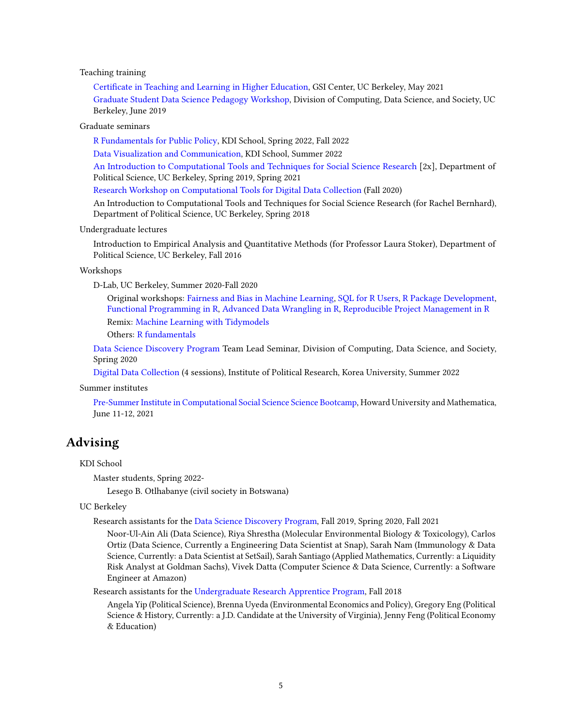Teaching training

- Certificate in Teaching and Learning in Higher Education, GSI Center, UC Berkeley, May 2021
- Graduate Student Data Science Pedagogy Workshop, Division of Computing, Data Science, and Society, UC Berkeley, June 2019

Graduate seminars

- R Fundamentals for Public Policy, KDI School, Spring 2022, Fall 2022
- Data Visualization and Communication, KDI School, Summer 2022
- An Introduction to Computational Tools and Techniques for Social Science Research [2x], Department of Political Science, UC Berkeley, Spring 2019, Spring 2021
- Research Workshop on Computational Tools for Digital Data Collection (Fall 2020)
- An Introduction to Computational Tools and Techniques for Social Science Research (for Rachel Bernhard), Department of Political Science, UC Berkeley, Spring 2018

Undergraduate lectures

- Introduction to Empirical Analysis and Quantitative Methods (for Professor Laura Stoker), Department of Political Science, UC Berkeley, Fall 2016

Workshops

- D-Lab, UC Berkeley, Summer 2020-Fall 2020
  - Original workshops: Fairness and Bias in Machine Learning, SQL for R Users, R Package Development, Functional Programming in R, Advanced Data Wrangling in R, Reproducible Project Management in R
  - Remix: Machine Learning with Tidymodels
  - Others: R fundamentals
- Data Science Discovery Program Team Lead Seminar, Division of Computing, Data Science, and Society, Spring 2020
- Digital Data Collection (4 sessions), Institute of Political Research, Korea University, Summer 2022

Summer institutes

- Pre-Summer Institute in Computational Social Science Science Bootcamp, Howard University and Mathematica, June 11-12, 2021

## Advising

KDI School

- Master students, Spring 2022-
  - Lesego B. Otlhabanye (civil society in Botswana)

UC Berkeley

- Research assistants for the Data Science Discovery Program, Fall 2019, Spring 2020, Fall 2021
  - Noor-Ul-Ain Ali (Data Science), Riya Shrestha (Molecular Environmental Biology & Toxicology), Carlos Ortiz (Data Science, Currently a Engineering Data Scientist at Snap), Sarah Nam (Immunology & Data Science, Currently: a Data Scientist at SetSail), Sarah Santiago (Applied Mathematics, Currently: a Liquidity Risk Analyst at Goldman Sachs), Vivek Datta (Computer Science & Data Science, Currently: a Software Engineer at Amazon)
- Research assistants for the Undergraduate Research Apprentice Program, Fall 2018
  - Angela Yip (Political Science), Brenna Uyeda (Environmental Economics and Policy), Gregory Eng (Political Science & History, Currently: a J.D. Candidate at the University of Virginia), Jenny Feng (Political Economy & Education)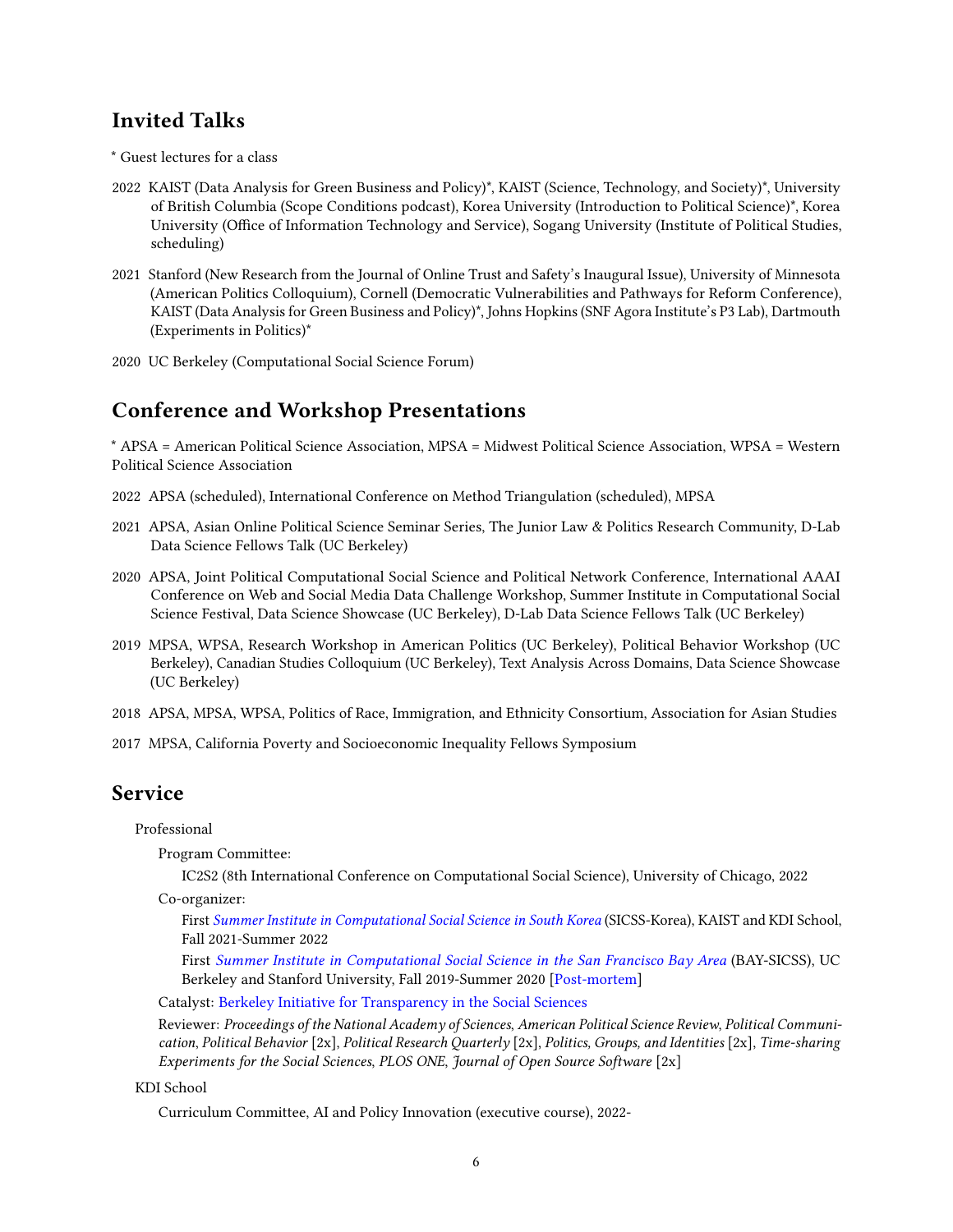## Invited Talks

* Guest lectures for a class

2022 KAIST (Data Analysis for Green Business and Policy)*, KAIST (Science, Technology, and Society)*, University of British Columbia (Scope Conditions podcast), Korea University (Introduction to Political Science)*, Korea University (Office of Information Technology and Service), Sogang University (Institute of Political Studies, scheduling)

2021 Stanford (New Research from the Journal of Online Trust and Safety's Inaugural Issue), University of Minnesota (American Politics Colloquium), Cornell (Democratic Vulnerabilities and Pathways for Reform Conference), KAIST (Data Analysis for Green Business and Policy)*, Johns Hopkins (SNF Agora Institute's P3 Lab), Dartmouth (Experiments in Politics)*

2020 UC Berkeley (Computational Social Science Forum)

## Conference and Workshop Presentations

* APSA = American Political Science Association, MPSA = Midwest Political Science Association, WPSA = Western Political Science Association

2022 APSA (scheduled), International Conference on Method Triangulation (scheduled), MPSA

2021 APSA, Asian Online Political Science Seminar Series, The Junior Law & Politics Research Community, D-Lab Data Science Fellows Talk (UC Berkeley)

2020 APSA, Joint Political Computational Social Science and Political Network Conference, International AAAI Conference on Web and Social Media Data Challenge Workshop, Summer Institute in Computational Social Science Festival, Data Science Showcase (UC Berkeley), D-Lab Data Science Fellows Talk (UC Berkeley)

2019 MPSA, WPSA, Research Workshop in American Politics (UC Berkeley), Political Behavior Workshop (UC Berkeley), Canadian Studies Colloquium (UC Berkeley), Text Analysis Across Domains, Data Science Showcase (UC Berkeley)

2018 APSA, MPSA, WPSA, Politics of Race, Immigration, and Ethnicity Consortium, Association for Asian Studies

2017 MPSA, California Poverty and Socioeconomic Inequality Fellows Symposium

## Service

Professional

Program Committee:

IC2S2 (8th International Conference on Computational Social Science), University of Chicago, 2022

Co-organizer:

First *Summer Institute in Computational Social Science in South Korea* (SICSS-Korea), KAIST and KDI School, Fall 2021-Summer 2022

First *Summer Institute in Computational Social Science in the San Francisco Bay Area* (BAY-SICSS), UC Berkeley and Stanford University, Fall 2019-Summer 2020 [Post-mortem]

Catalyst: Berkeley Initiative for Transparency in the Social Sciences

Reviewer: *Proceedings of the National Academy of Sciences*, *American Political Science Review*, *Political Communication*, *Political Behavior* [2x], *Political Research Quarterly* [2x], *Politics, Groups, and Identities* [2x], *Time-sharing Experiments for the Social Sciences*, *PLOS ONE*, *Journal of Open Source Software* [2x]

KDI School

Curriculum Committee, AI and Policy Innovation (executive course), 2022-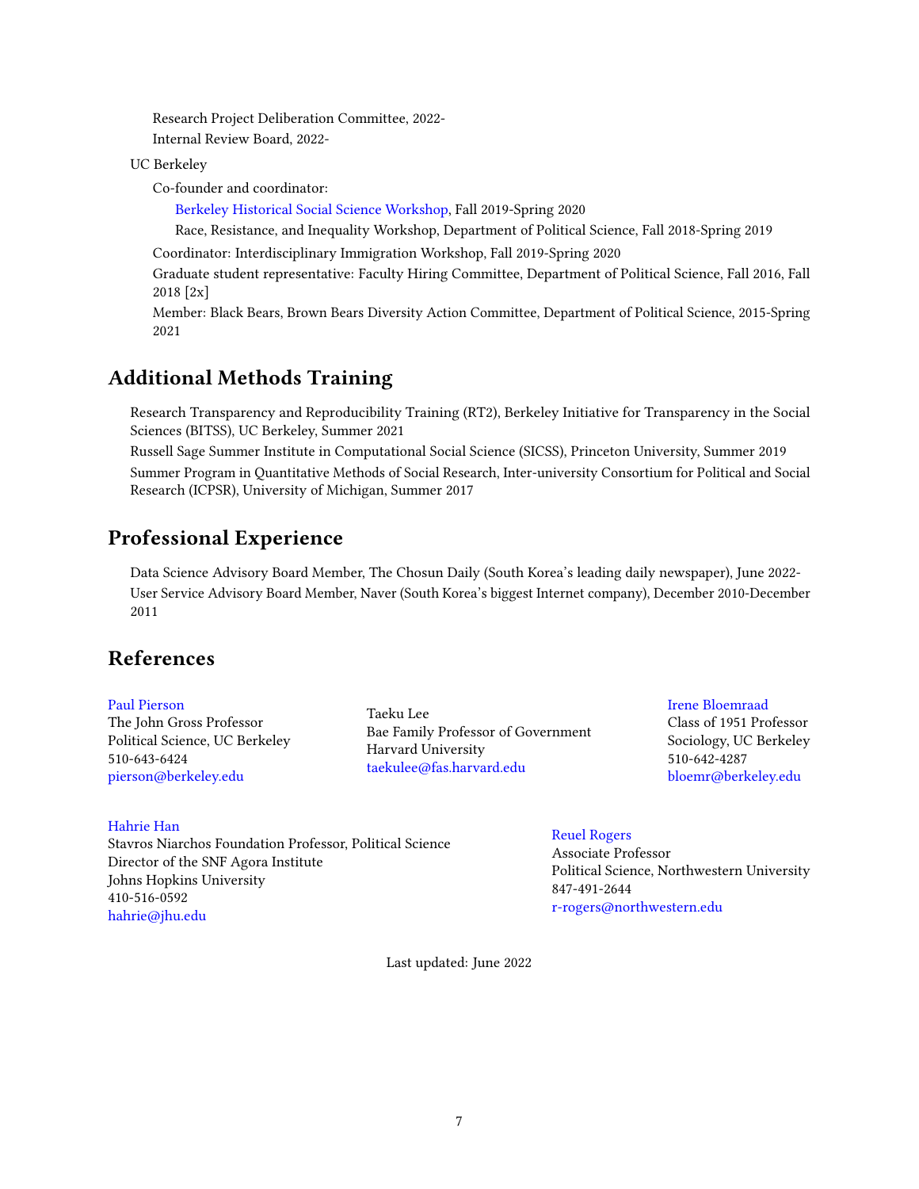Research Project Deliberation Committee, 2022-

Internal Review Board, 2022-

UC Berkeley

Co-founder and coordinator:

Berkeley Historical Social Science Workshop, Fall 2019-Spring 2020

Race, Resistance, and Inequality Workshop, Department of Political Science, Fall 2018-Spring 2019

Coordinator: Interdisciplinary Immigration Workshop, Fall 2019-Spring 2020

Graduate student representative: Faculty Hiring Committee, Department of Political Science, Fall 2016, Fall 2018 [2x]

Member: Black Bears, Brown Bears Diversity Action Committee, Department of Political Science, 2015-Spring 2021

## Additional Methods Training

Research Transparency and Reproducibility Training (RT2), Berkeley Initiative for Transparency in the Social Sciences (BITSS), UC Berkeley, Summer 2021

Russell Sage Summer Institute in Computational Social Science (SICSS), Princeton University, Summer 2019

Summer Program in Quantitative Methods of Social Research, Inter-university Consortium for Political and Social Research (ICPSR), University of Michigan, Summer 2017

## Professional Experience

Data Science Advisory Board Member, The Chosun Daily (South Korea's leading daily newspaper), June 2022-

User Service Advisory Board Member, Naver (South Korea's biggest Internet company), December 2010-December 2011

## References

Paul Pierson
The John Gross Professor
Political Science, UC Berkeley
510-643-6424
pierson@berkeley.edu

Taeku Lee
Bae Family Professor of Government
Harvard University
taekulee@fas.harvard.edu

Irene Bloemraad
Class of 1951 Professor
Sociology, UC Berkeley
510-642-4287
bloemr@berkeley.edu

Hahrie Han
Stavros Niarchos Foundation Professor, Political Science
Director of the SNF Agora Institute
Johns Hopkins University
410-516-0592
hahrie@jhu.edu

Reuel Rogers
Associate Professor
Political Science, Northwestern University
847-491-2644
r-rogers@northwestern.edu

Last updated: June 2022